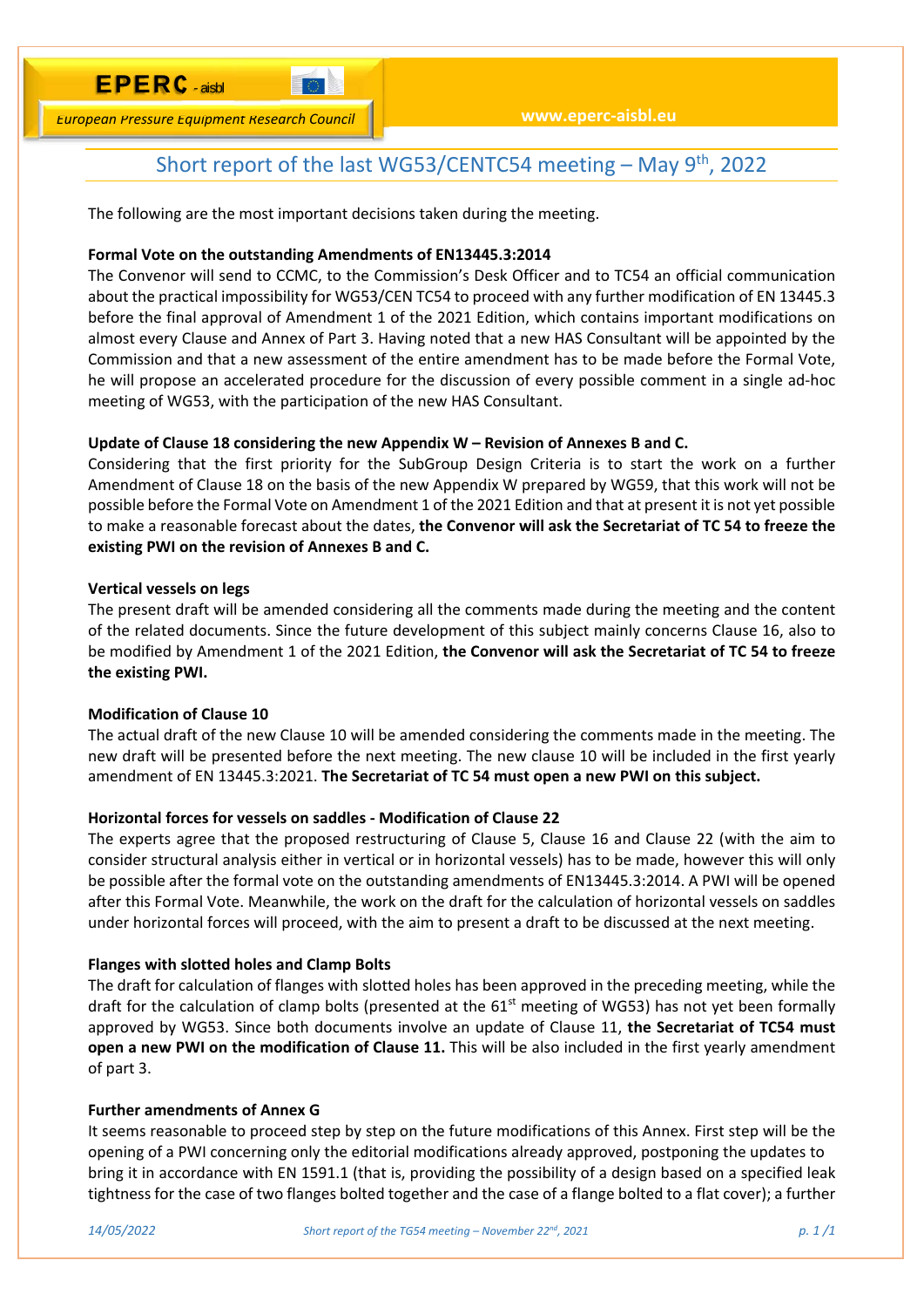EPERC - aisbl

European Pressure Equipment Research Council

www.eperc-aisbl.eu

# Short report of the last WG53/CENTC54 meeting – May 9th, 2022

The following are the most important decisions taken during the meeting.

**Formal Vote on the outstanding Amendments of EN13445.3:2014**

The Convenor will send to CCMC, to the Commission's Desk Officer and to TC54 an official communication about the practical impossibility for WG53/CEN TC54 to proceed with any further modification of EN 13445.3 before the final approval of Amendment 1 of the 2021 Edition, which contains important modifications on almost every Clause and Annex of Part 3. Having noted that a new HAS Consultant will be appointed by the Commission and that a new assessment of the entire amendment has to be made before the Formal Vote, he will propose an accelerated procedure for the discussion of every possible comment in a single ad-hoc meeting of WG53, with the participation of the new HAS Consultant.

**Update of Clause 18 considering the new Appendix W – Revision of Annexes B and C.**

Considering that the first priority for the SubGroup Design Criteria is to start the work on a further Amendment of Clause 18 on the basis of the new Appendix W prepared by WG59, that this work will not be possible before the Formal Vote on Amendment 1 of the 2021 Edition and that at present it is not yet possible to make a reasonable forecast about the dates, **the Convenor will ask the Secretariat of TC 54 to freeze the existing PWI on the revision of Annexes B and C.**

**Vertical vessels on legs**

The present draft will be amended considering all the comments made during the meeting and the content of the related documents. Since the future development of this subject mainly concerns Clause 16, also to be modified by Amendment 1 of the 2021 Edition, **the Convenor will ask the Secretariat of TC 54 to freeze the existing PWI.**

**Modification of Clause 10**

The actual draft of the new Clause 10 will be amended considering the comments made in the meeting. The new draft will be presented before the next meeting. The new clause 10 will be included in the first yearly amendment of EN 13445.3:2021. **The Secretariat of TC 54 must open a new PWI on this subject.**

**Horizontal forces for vessels on saddles - Modification of Clause 22**

The experts agree that the proposed restructuring of Clause 5, Clause 16 and Clause 22 (with the aim to consider structural analysis either in vertical or in horizontal vessels) has to be made, however this will only be possible after the formal vote on the outstanding amendments of EN13445.3:2014. A PWI will be opened after this Formal Vote. Meanwhile, the work on the draft for the calculation of horizontal vessels on saddles under horizontal forces will proceed, with the aim to present a draft to be discussed at the next meeting.

**Flanges with slotted holes and Clamp Bolts**

The draft for calculation of flanges with slotted holes has been approved in the preceding meeting, while the draft for the calculation of clamp bolts (presented at the 61st meeting of WG53) has not yet been formally approved by WG53. Since both documents involve an update of Clause 11, **the Secretariat of TC54 must open a new PWI on the modification of Clause 11.** This will be also included in the first yearly amendment of part 3.

**Further amendments of Annex G**

It seems reasonable to proceed step by step on the future modifications of this Annex. First step will be the opening of a PWI concerning only the editorial modifications already approved, postponing the updates to bring it in accordance with EN 1591.1 (that is, providing the possibility of a design based on a specified leak tightness for the case of two flanges bolted together and the case of a flange bolted to a flat cover); a further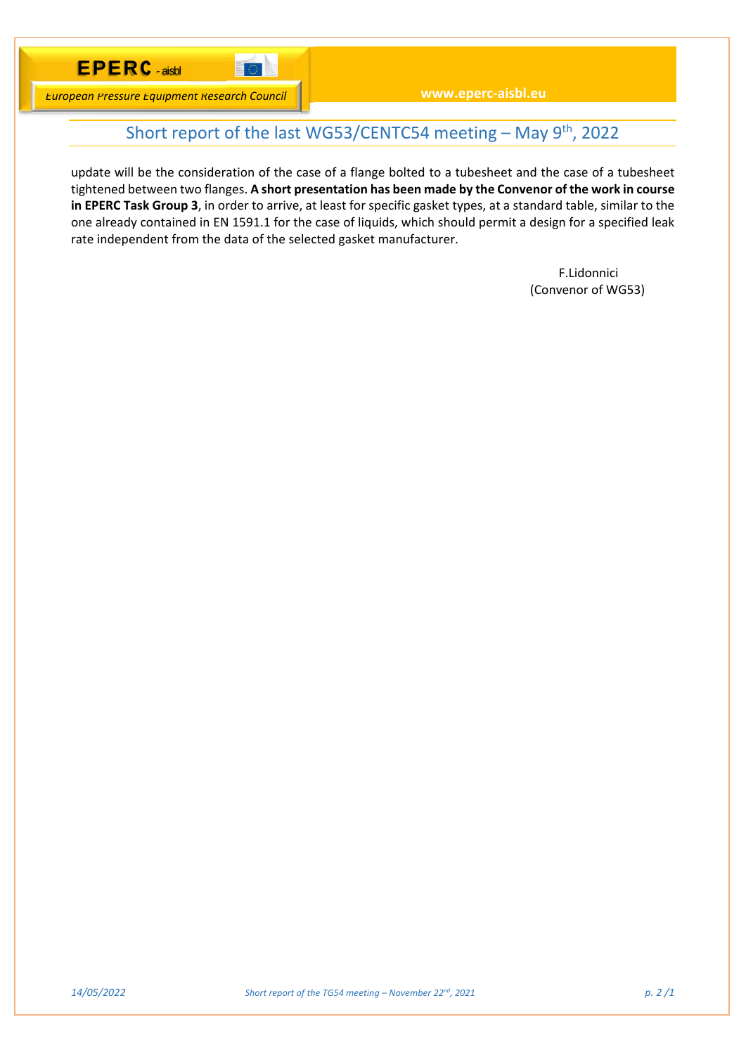update will be the consideration of the case of a flange bolted to a tubesheet and the case of a tubesheet tightened between two flanges. **A short presentation has been made by the Convenor of the work in course in EPERC Task Group 3**, in order to arrive, at least for specific gasket types, at a standard table, similar to the one already contained in EN 1591.1 for the case of liquids, which should permit a design for a specified leak rate independent from the data of the selected gasket manufacturer.

F.Lidonnici
(Convenor of WG53)